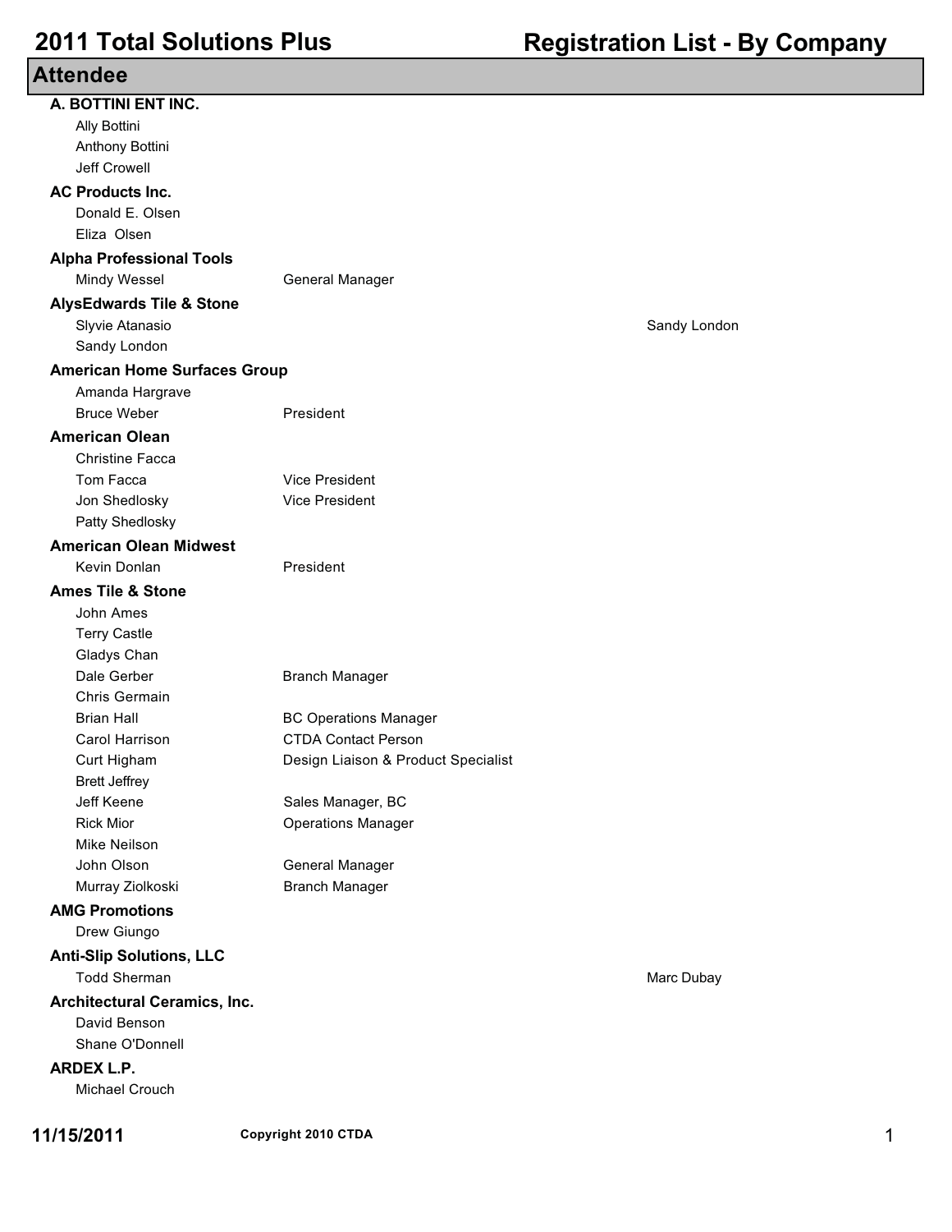# 2011 Total Solutions Plus

## Registration List - By Company

### Attendee

**A. BOTTINI ENT INC.**

| Name | Title | |
|---|---|---|
| Ally Bottini | | |
| Anthony Bottini | | |
| Jeff Crowell | | |

**AC Products Inc.**

| Name | Title | |
|---|---|---|
| Donald E. Olsen | | |
| Eliza Olsen | | |

**Alpha Professional Tools**

| Name | Title | |
|---|---|---|
| Mindy Wessel | General Manager | |

**AlysEdwards Tile & Stone**

| Name | Title | |
|---|---|---|
| Slyvie Atanasio | | Sandy London |
| Sandy London | | |

**American Home Surfaces Group**

| Name | Title | |
|---|---|---|
| Amanda Hargrave | | |
| Bruce Weber | President | |

**American Olean**

| Name | Title | |
|---|---|---|
| Christine Facca | | |
| Tom Facca | Vice President | |
| Jon Shedlosky | Vice President | |
| Patty Shedlosky | | |

**American Olean Midwest**

| Name | Title | |
|---|---|---|
| Kevin Donlan | President | |

**Ames Tile & Stone**

| Name | Title | |
|---|---|---|
| John Ames | | |
| Terry Castle | | |
| Gladys Chan | | |
| Dale Gerber | Branch Manager | |
| Chris Germain | | |
| Brian Hall | BC Operations Manager | |
| Carol Harrison | CTDA Contact Person | |
| Curt Higham | Design Liaison & Product Specialist | |
| Brett Jeffrey | | |
| Jeff Keene | Sales Manager, BC | |
| Rick Mior | Operations Manager | |
| Mike Neilson | | |
| John Olson | General Manager | |
| Murray Ziolkoski | Branch Manager | |

**AMG Promotions**

| Name | Title | |
|---|---|---|
| Drew Giungo | | |

**Anti-Slip Solutions, LLC**

| Name | Title | |
|---|---|---|
| Todd Sherman | | Marc Dubay |

**Architectural Ceramics, Inc.**

| Name | Title | |
|---|---|---|
| David Benson | | |
| Shane O'Donnell | | |

**ARDEX L.P.**

| Name | Title | |
|---|---|---|
| Michael Crouch | | |

11/15/2011 Copyright 2010 CTDA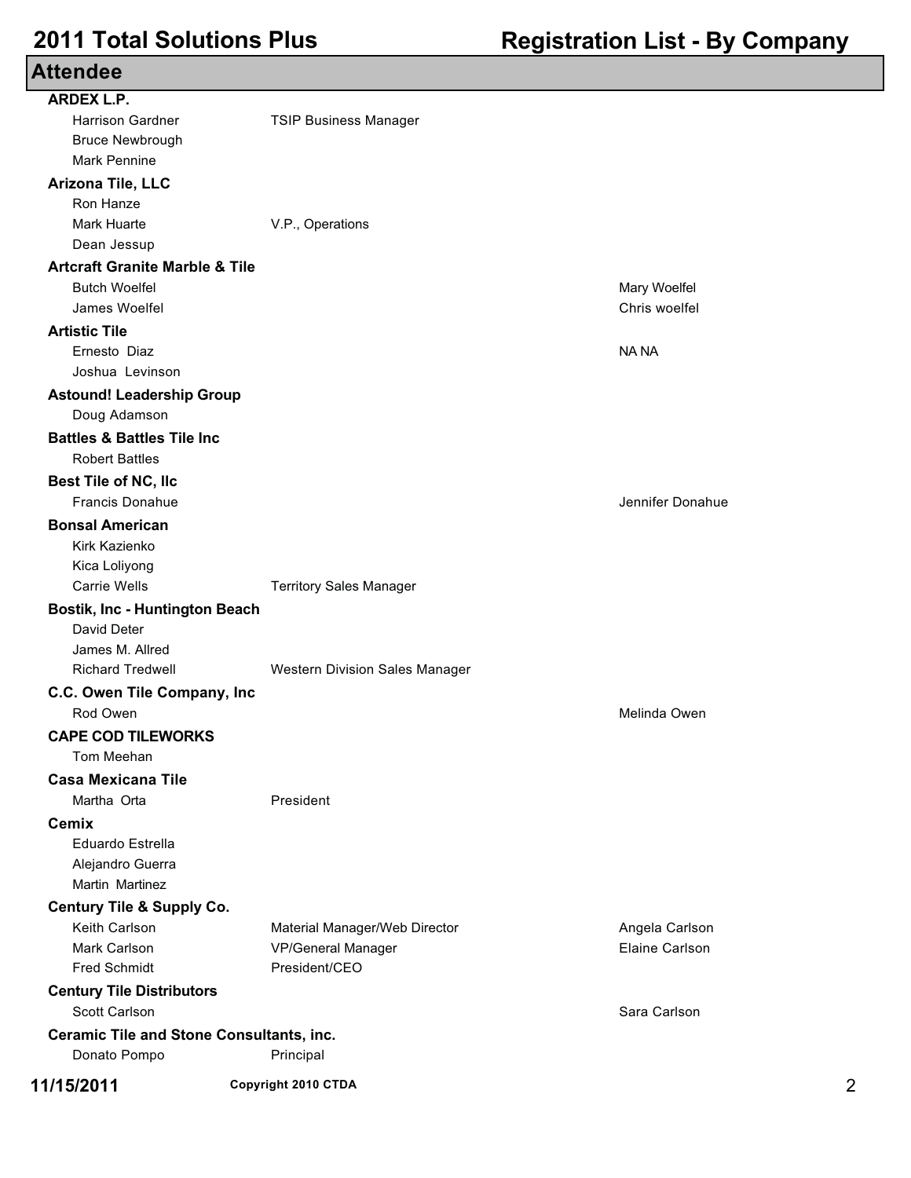# Attendee

| Company / Attendee | Title | Guest |
|---|---|---|
| **ARDEX L.P.** | | |
| Harrison Gardner | TSIP Business Manager | |
| Bruce Newbrough | | |
| Mark Pennine | | |
| **Arizona Tile, LLC** | | |
| Ron Hanze | | |
| Mark Huarte | V.P., Operations | |
| Dean Jessup | | |
| **Artcraft Granite Marble & Tile** | | |
| Butch Woelfel | | Mary Woelfel |
| James Woelfel | | Chris woelfel |
| **Artistic Tile** | | |
| Ernesto Diaz | | NA NA |
| Joshua Levinson | | |
| **Astound! Leadership Group** | | |
| Doug Adamson | | |
| **Battles & Battles Tile Inc** | | |
| Robert Battles | | |
| **Best Tile of NC, llc** | | |
| Francis Donahue | | Jennifer Donahue |
| **Bonsal American** | | |
| Kirk Kazienko | | |
| Kica Loliyong | | |
| Carrie Wells | Territory Sales Manager | |
| **Bostik, Inc - Huntington Beach** | | |
| David Deter | | |
| James M. Allred | | |
| Richard Tredwell | Western Division Sales Manager | |
| **C.C. Owen Tile Company, Inc** | | |
| Rod Owen | | Melinda Owen |
| **CAPE COD TILEWORKS** | | |
| Tom Meehan | | |
| **Casa Mexicana Tile** | | |
| Martha Orta | President | |
| **Cemix** | | |
| Eduardo Estrella | | |
| Alejandro Guerra | | |
| Martin Martinez | | |
| **Century Tile & Supply Co.** | | |
| Keith Carlson | Material Manager/Web Director | Angela Carlson |
| Mark Carlson | VP/General Manager | Elaine Carlson |
| Fred Schmidt | President/CEO | |
| **Century Tile Distributors** | | |
| Scott Carlson | | Sara Carlson |
| **Ceramic Tile and Stone Consultants, inc.** | | |
| Donato Pompo | Principal | |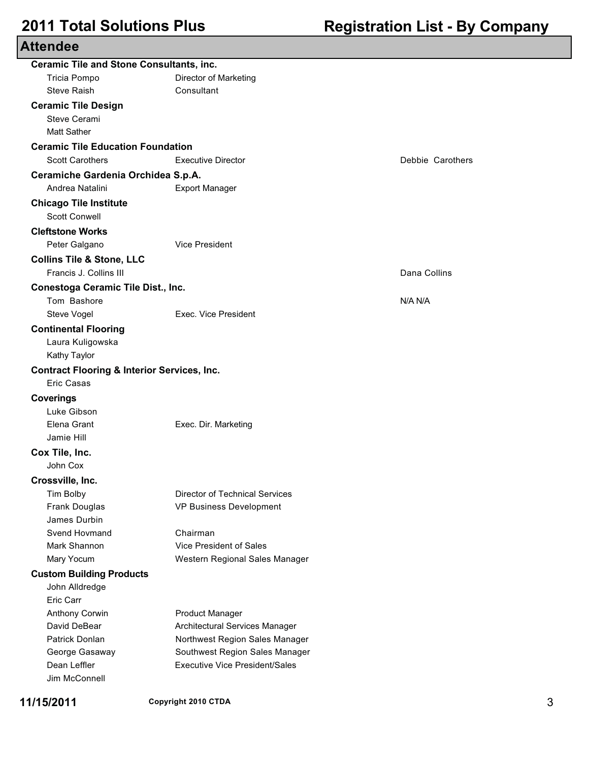## Attendee

| Company / Name | Title | Guest |
| --- | --- | --- |
| **Ceramic Tile and Stone Consultants, inc.** | | |
| Tricia Pompo | Director of Marketing | |
| Steve Raish | Consultant | |
| **Ceramic Tile Design** | | |
| Steve Cerami | | |
| Matt Sather | | |
| **Ceramic Tile Education Foundation** | | |
| Scott Carothers | Executive Director | Debbie Carothers |
| **Ceramiche Gardenia Orchidea S.p.A.** | | |
| Andrea Natalini | Export Manager | |
| **Chicago Tile Institute** | | |
| Scott Conwell | | |
| **Cleftstone Works** | | |
| Peter Galgano | Vice President | |
| **Collins Tile & Stone, LLC** | | |
| Francis J. Collins III | | Dana Collins |
| **Conestoga Ceramic Tile Dist., Inc.** | | |
| Tom Bashore | | N/A N/A |
| Steve Vogel | Exec. Vice President | |
| **Continental Flooring** | | |
| Laura Kuligowska | | |
| Kathy Taylor | | |
| **Contract Flooring & Interior Services, Inc.** | | |
| Eric Casas | | |
| **Coverings** | | |
| Luke Gibson | | |
| Elena Grant | Exec. Dir. Marketing | |
| Jamie Hill | | |
| **Cox Tile, Inc.** | | |
| John Cox | | |
| **Crossville, Inc.** | | |
| Tim Bolby | Director of Technical Services | |
| Frank Douglas | VP Business Development | |
| James Durbin | | |
| Svend Hovmand | Chairman | |
| Mark Shannon | Vice President of Sales | |
| Mary Yocum | Western Regional Sales Manager | |
| **Custom Building Products** | | |
| John Alldredge | | |
| Eric Carr | | |
| Anthony Corwin | Product Manager | |
| David DeBear | Architectural Services Manager | |
| Patrick Donlan | Northwest Region Sales Manager | |
| George Gasaway | Southwest Region Sales Manager | |
| Dean Leffler | Executive Vice President/Sales | |
| Jim McConnell | | |

11/15/2011 Copyright 2010 CTDA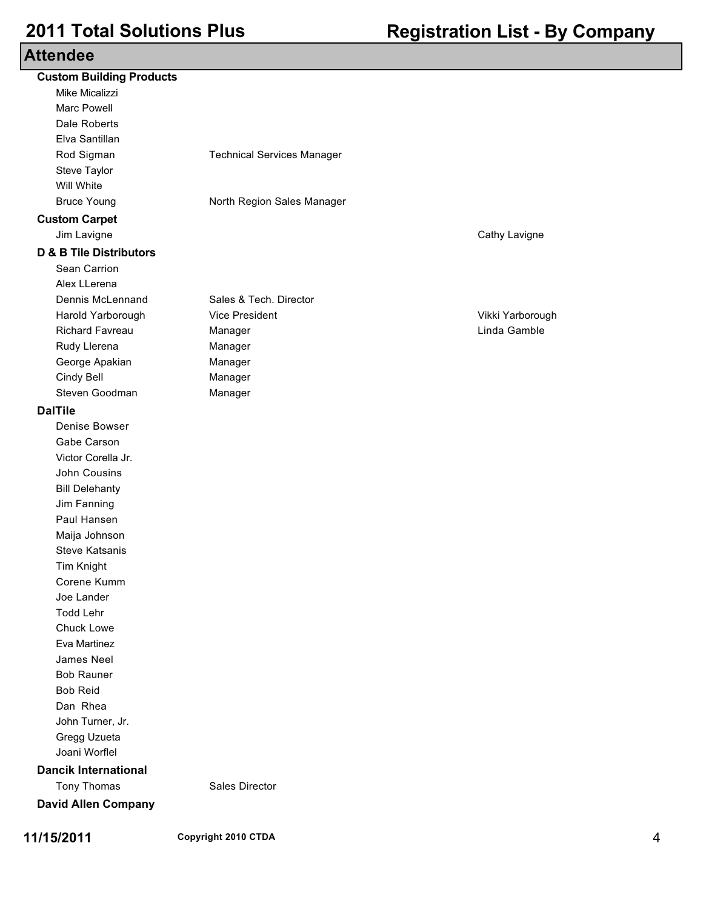## Attendee

### Custom Building Products

| Name | Title | Guest |
|---|---|---|
| Mike Micalizzi | | |
| Marc Powell | | |
| Dale Roberts | | |
| Elva Santillan | | |
| Rod Sigman | Technical Services Manager | |
| Steve Taylor | | |
| Will White | | |
| Bruce Young | North Region Sales Manager | |

### Custom Carpet

| Name | Title | Guest |
|---|---|---|
| Jim Lavigne | | Cathy Lavigne |

### D & B Tile Distributors

| Name | Title | Guest |
|---|---|---|
| Sean Carrion | | |
| Alex LLerena | | |
| Dennis McLennand | Sales & Tech. Director | |
| Harold Yarborough | Vice President | Vikki Yarborough |
| Richard Favreau | Manager | Linda Gamble |
| Rudy Llerena | Manager | |
| George Apakian | Manager | |
| Cindy Bell | Manager | |
| Steven Goodman | Manager | |

### DalTile

| Name | Title | Guest |
|---|---|---|
| Denise Bowser | | |
| Gabe Carson | | |
| Victor Corella Jr. | | |
| John Cousins | | |
| Bill Delehanty | | |
| Jim Fanning | | |
| Paul Hansen | | |
| Maija Johnson | | |
| Steve Katsanis | | |
| Tim Knight | | |
| Corene Kumm | | |
| Joe Lander | | |
| Todd Lehr | | |
| Chuck Lowe | | |
| Eva Martinez | | |
| James Neel | | |
| Bob Rauner | | |
| Bob Reid | | |
| Dan Rhea | | |
| John Turner, Jr. | | |
| Gregg Uzueta | | |
| Joani Worflel | | |

### Dancik International

| Name | Title | Guest |
|---|---|---|
| Tony Thomas | Sales Director | |

### David Allen Company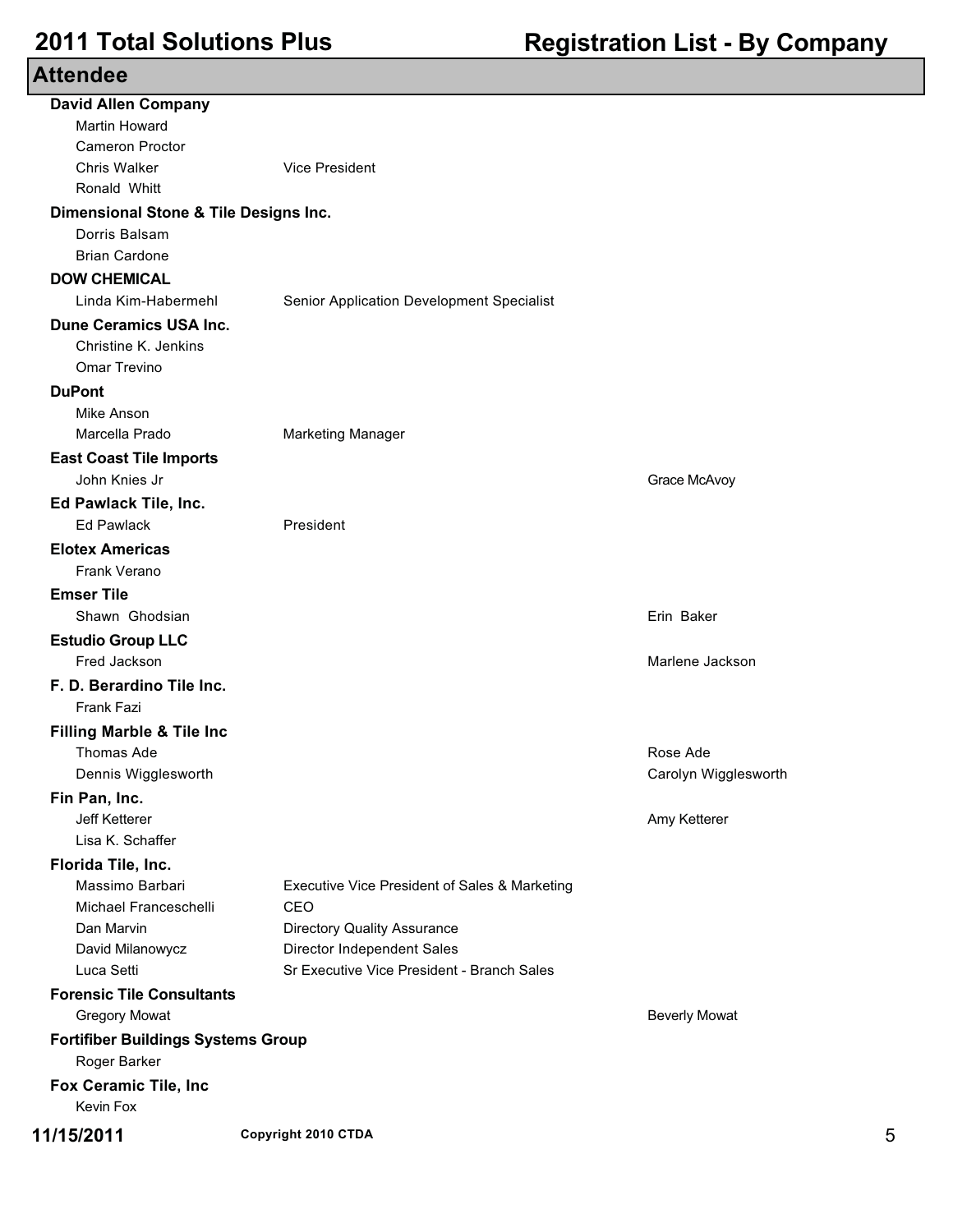## Attendee

| Company / Attendee | Title | Guest |
|---|---|---|
| **David Allen Company** | | |
| Martin Howard | | |
| Cameron Proctor | | |
| Chris Walker | Vice President | |
| Ronald Whitt | | |
| **Dimensional Stone & Tile Designs Inc.** | | |
| Dorris Balsam | | |
| Brian Cardone | | |
| **DOW CHEMICAL** | | |
| Linda Kim-Habermehl | Senior Application Development Specialist | |
| **Dune Ceramics USA Inc.** | | |
| Christine K. Jenkins | | |
| Omar Trevino | | |
| **DuPont** | | |
| Mike Anson | | |
| Marcella Prado | Marketing Manager | |
| **East Coast Tile Imports** | | |
| John Knies Jr | | Grace McAvoy |
| **Ed Pawlack Tile, Inc.** | | |
| Ed Pawlack | President | |
| **Elotex Americas** | | |
| Frank Verano | | |
| **Emser Tile** | | |
| Shawn Ghodsian | | Erin Baker |
| **Estudio Group LLC** | | |
| Fred Jackson | | Marlene Jackson |
| **F. D. Berardino Tile Inc.** | | |
| Frank Fazi | | |
| **Filling Marble & Tile Inc** | | |
| Thomas Ade | | Rose Ade |
| Dennis Wigglesworth | | Carolyn Wigglesworth |
| **Fin Pan, Inc.** | | |
| Jeff Ketterer | | Amy Ketterer |
| Lisa K. Schaffer | | |
| **Florida Tile, Inc.** | | |
| Massimo Barbari | Executive Vice President of Sales & Marketing | |
| Michael Franceschelli | CEO | |
| Dan Marvin | Directory Quality Assurance | |
| David Milanowycz | Director Independent Sales | |
| Luca Setti | Sr Executive Vice President - Branch Sales | |
| **Forensic Tile Consultants** | | |
| Gregory Mowat | | Beverly Mowat |
| **Fortifiber Buildings Systems Group** | | |
| Roger Barker | | |
| **Fox Ceramic Tile, Inc** | | |
| Kevin Fox | | |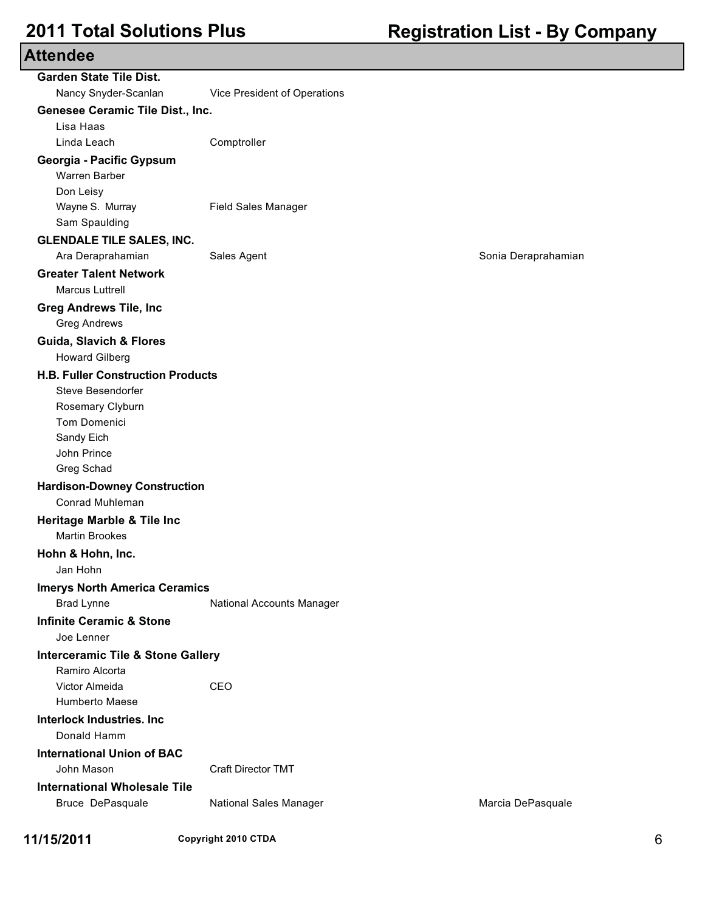## Attendee

| Company / Name | Title | Guest |
|---|---|---|
| **Garden State Tile Dist.** | | |
| Nancy Snyder-Scanlan | Vice President of Operations | |
| **Genesee Ceramic Tile Dist., Inc.** | | |
| Lisa Haas | | |
| Linda Leach | Comptroller | |
| **Georgia - Pacific Gypsum** | | |
| Warren Barber | | |
| Don Leisy | | |
| Wayne S. Murray | Field Sales Manager | |
| Sam Spaulding | | |
| **GLENDALE TILE SALES, INC.** | | |
| Ara Deraprahamian | Sales Agent | Sonia Deraprahamian |
| **Greater Talent Network** | | |
| Marcus Luttrell | | |
| **Greg Andrews Tile, Inc** | | |
| Greg Andrews | | |
| **Guida, Slavich & Flores** | | |
| Howard Gilberg | | |
| **H.B. Fuller Construction Products** | | |
| Steve Besendorfer | | |
| Rosemary Clyburn | | |
| Tom Domenici | | |
| Sandy Eich | | |
| John Prince | | |
| Greg Schad | | |
| **Hardison-Downey Construction** | | |
| Conrad Muhleman | | |
| **Heritage Marble & Tile Inc** | | |
| Martin Brookes | | |
| **Hohn & Hohn, Inc.** | | |
| Jan Hohn | | |
| **Imerys North America Ceramics** | | |
| Brad Lynne | National Accounts Manager | |
| **Infinite Ceramic & Stone** | | |
| Joe Lenner | | |
| **Interceramic Tile & Stone Gallery** | | |
| Ramiro Alcorta | | |
| Victor Almeida | CEO | |
| Humberto Maese | | |
| **Interlock Industries. Inc** | | |
| Donald Hamm | | |
| **International Union of BAC** | | |
| John Mason | Craft Director TMT | |
| **International Wholesale Tile** | | |
| Bruce DePasquale | National Sales Manager | Marcia DePasquale |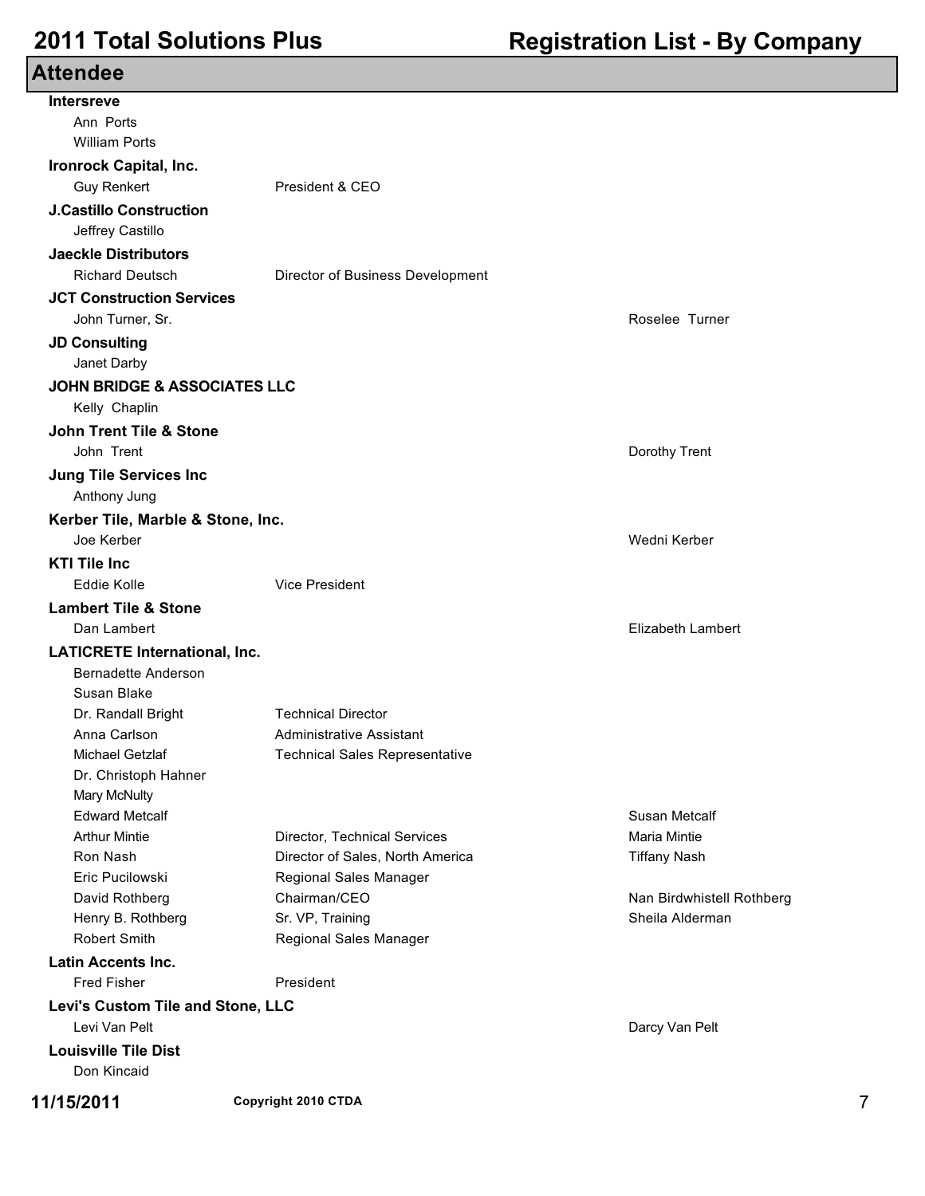## Attendee

| Company / Attendee | Title | Guest |
| --- | --- | --- |
| **Intersreve** | | |
| Ann Ports | | |
| William Ports | | |
| **Ironrock Capital, Inc.** | | |
| Guy Renkert | President & CEO | |
| **J.Castillo Construction** | | |
| Jeffrey Castillo | | |
| **Jaeckle Distributors** | | |
| Richard Deutsch | Director of Business Development | |
| **JCT Construction Services** | | |
| John Turner, Sr. | | Roselee Turner |
| **JD Consulting** | | |
| Janet Darby | | |
| **JOHN BRIDGE & ASSOCIATES LLC** | | |
| Kelly Chaplin | | |
| **John Trent Tile & Stone** | | |
| John Trent | | Dorothy Trent |
| **Jung Tile Services Inc** | | |
| Anthony Jung | | |
| **Kerber Tile, Marble & Stone, Inc.** | | |
| Joe Kerber | | Wedni Kerber |
| **KTI Tile Inc** | | |
| Eddie Kolle | Vice President | |
| **Lambert Tile & Stone** | | |
| Dan Lambert | | Elizabeth Lambert |
| **LATICRETE International, Inc.** | | |
| Bernadette Anderson | | |
| Susan Blake | | |
| Dr. Randall Bright | Technical Director | |
| Anna Carlson | Administrative Assistant | |
| Michael Getzlaf | Technical Sales Representative | |
| Dr. Christoph Hahner | | |
| Mary McNulty | | |
| Edward Metcalf | | Susan Metcalf |
| Arthur Mintie | Director, Technical Services | Maria Mintie |
| Ron Nash | Director of Sales, North America | Tiffany Nash |
| Eric Pucilowski | Regional Sales Manager | |
| David Rothberg | Chairman/CEO | Nan Birdwhistell Rothberg |
| Henry B. Rothberg | Sr. VP, Training | Sheila Alderman |
| Robert Smith | Regional Sales Manager | |
| **Latin Accents Inc.** | | |
| Fred Fisher | President | |
| **Levi's Custom Tile and Stone, LLC** | | |
| Levi Van Pelt | | Darcy Van Pelt |
| **Louisville Tile Dist** | | |
| Don Kincaid | | |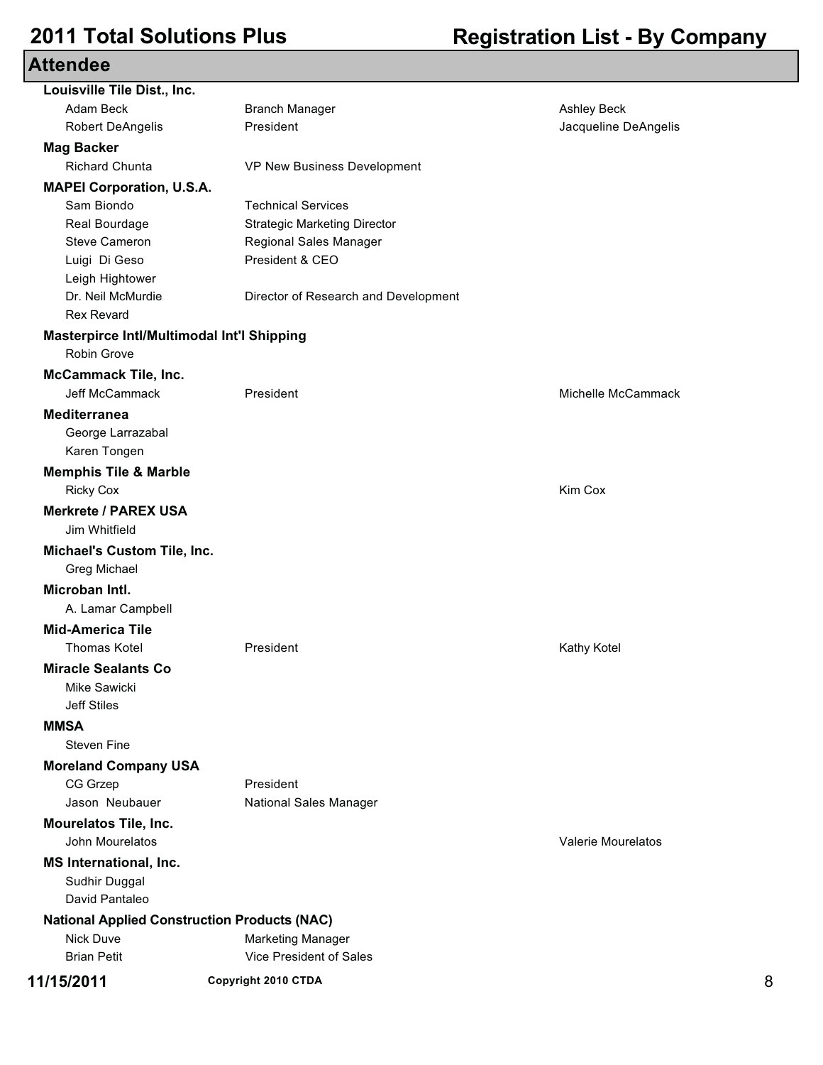## Attendee

| Company / Attendee | Title | Guest |
|---|---|---|
| **Louisville Tile Dist., Inc.** | | |
| Adam Beck | Branch Manager | Ashley Beck |
| Robert DeAngelis | President | Jacqueline DeAngelis |
| **Mag Backer** | | |
| Richard Chunta | VP New Business Development | |
| **MAPEI Corporation, U.S.A.** | | |
| Sam Biondo | Technical Services | |
| Real Bourdage | Strategic Marketing Director | |
| Steve Cameron | Regional Sales Manager | |
| Luigi Di Geso | President & CEO | |
| Leigh Hightower | | |
| Dr. Neil McMurdie | Director of Research and Development | |
| Rex Revard | | |
| **Masterpirce Intl/Multimodal Int'l Shipping** | | |
| Robin Grove | | |
| **McCammack Tile, Inc.** | | |
| Jeff McCammack | President | Michelle McCammack |
| **Mediterranea** | | |
| George Larrazabal | | |
| Karen Tongen | | |
| **Memphis Tile & Marble** | | |
| Ricky Cox | | Kim Cox |
| **Merkrete / PAREX USA** | | |
| Jim Whitfield | | |
| **Michael's Custom Tile, Inc.** | | |
| Greg Michael | | |
| **Microban Intl.** | | |
| A. Lamar Campbell | | |
| **Mid-America Tile** | | |
| Thomas Kotel | President | Kathy Kotel |
| **Miracle Sealants Co** | | |
| Mike Sawicki | | |
| Jeff Stiles | | |
| **MMSA** | | |
| Steven Fine | | |
| **Moreland Company USA** | | |
| CG Grzep | President | |
| Jason Neubauer | National Sales Manager | |
| **Mourelatos Tile, Inc.** | | |
| John Mourelatos | | Valerie Mourelatos |
| **MS International, Inc.** | | |
| Sudhir Duggal | | |
| David Pantaleo | | |
| **National Applied Construction Products (NAC)** | | |
| Nick Duve | Marketing Manager | |
| Brian Petit | Vice President of Sales | |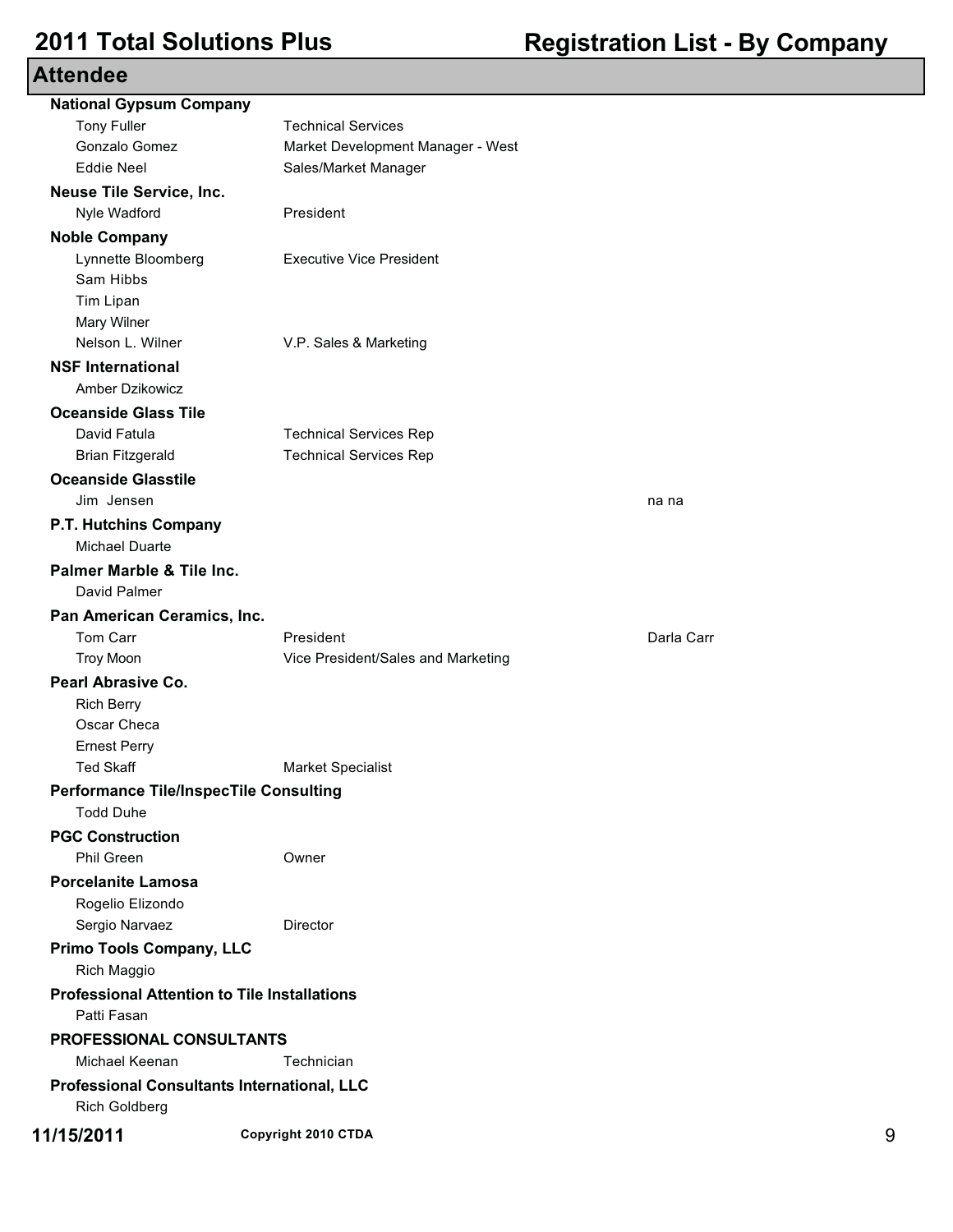## Attendee

| Company / Name | Title | Guest |
| --- | --- | --- |
| **National Gypsum Company** | | |
| Tony Fuller | Technical Services | |
| Gonzalo Gomez | Market Development Manager - West | |
| Eddie Neel | Sales/Market Manager | |
| **Neuse Tile Service, Inc.** | | |
| Nyle Wadford | President | |
| **Noble Company** | | |
| Lynnette Bloomberg | Executive Vice President | |
| Sam Hibbs | | |
| Tim Lipan | | |
| Mary Wilner | | |
| Nelson L. Wilner | V.P. Sales & Marketing | |
| **NSF International** | | |
| Amber Dzikowicz | | |
| **Oceanside Glass Tile** | | |
| David Fatula | Technical Services Rep | |
| Brian Fitzgerald | Technical Services Rep | |
| **Oceanside Glasstile** | | |
| Jim Jensen | | na na |
| **P.T. Hutchins Company** | | |
| Michael Duarte | | |
| **Palmer Marble & Tile Inc.** | | |
| David Palmer | | |
| **Pan American Ceramics, Inc.** | | |
| Tom Carr | President | Darla Carr |
| Troy Moon | Vice President/Sales and Marketing | |
| **Pearl Abrasive Co.** | | |
| Rich Berry | | |
| Oscar Checa | | |
| Ernest Perry | | |
| Ted Skaff | Market Specialist | |
| **Performance Tile/InspecTile Consulting** | | |
| Todd Duhe | | |
| **PGC Construction** | | |
| Phil Green | Owner | |
| **Porcelanite Lamosa** | | |
| Rogelio Elizondo | | |
| Sergio Narvaez | Director | |
| **Primo Tools Company, LLC** | | |
| Rich Maggio | | |
| **Professional Attention to Tile Installations** | | |
| Patti Fasan | | |
| **PROFESSIONAL CONSULTANTS** | | |
| Michael Keenan | Technician | |
| **Professional Consultants International, LLC** | | |
| Rich Goldberg | | |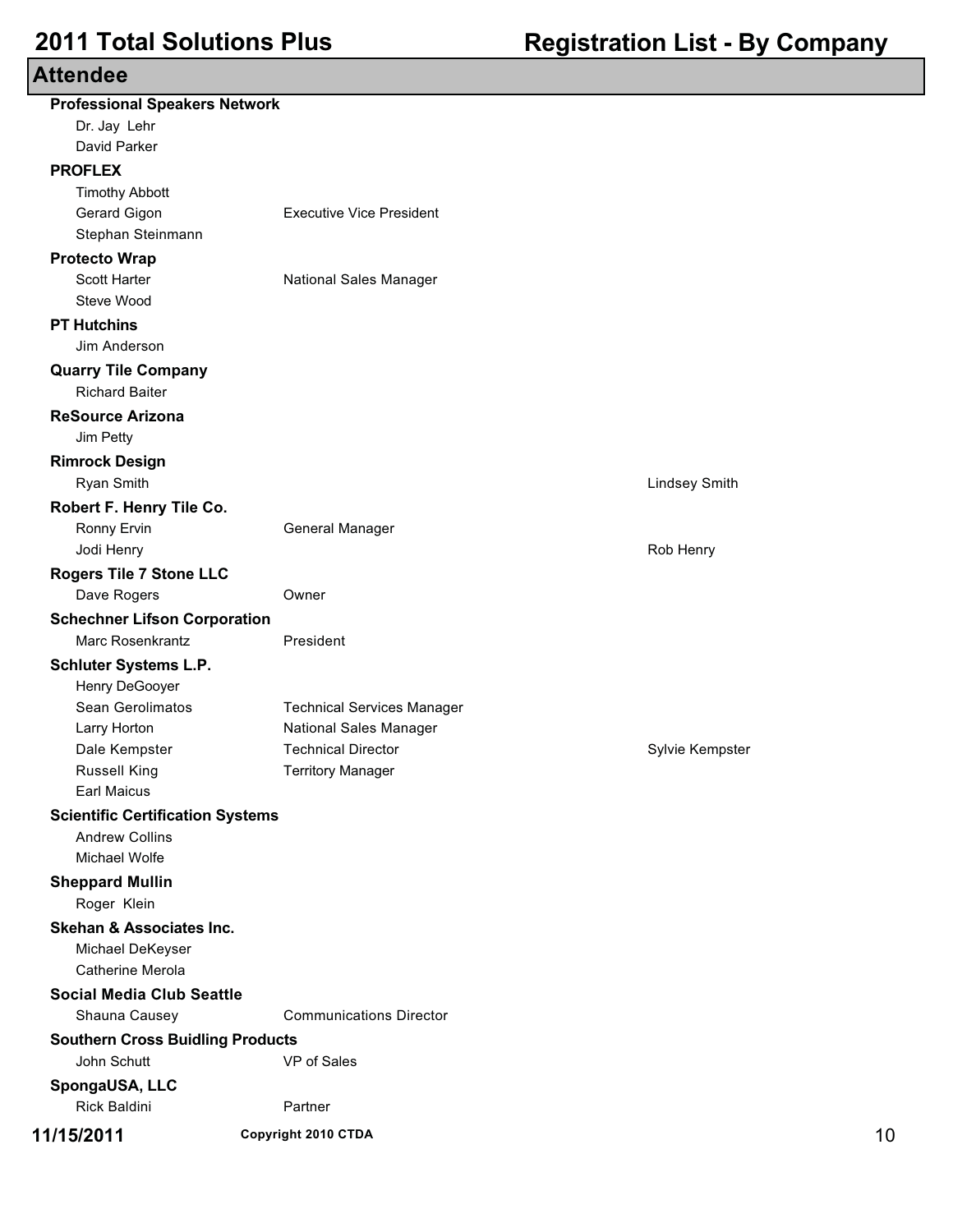## Attendee

| Company / Name | Title | Guest |
|---|---|---|
| **Professional Speakers Network** | | |
| Dr. Jay Lehr | | |
| David Parker | | |
| **PROFLEX** | | |
| Timothy Abbott | | |
| Gerard Gigon | Executive Vice President | |
| Stephan Steinmann | | |
| **Protecto Wrap** | | |
| Scott Harter | National Sales Manager | |
| Steve Wood | | |
| **PT Hutchins** | | |
| Jim Anderson | | |
| **Quarry Tile Company** | | |
| Richard Baiter | | |
| **ReSource Arizona** | | |
| Jim Petty | | |
| **Rimrock Design** | | |
| Ryan Smith | | Lindsey Smith |
| **Robert F. Henry Tile Co.** | | |
| Ronny Ervin | General Manager | |
| Jodi Henry | | Rob Henry |
| **Rogers Tile 7 Stone LLC** | | |
| Dave Rogers | Owner | |
| **Schechner Lifson Corporation** | | |
| Marc Rosenkrantz | President | |
| **Schluter Systems L.P.** | | |
| Henry DeGooyer | | |
| Sean Gerolimatos | Technical Services Manager | |
| Larry Horton | National Sales Manager | |
| Dale Kempster | Technical Director | Sylvie Kempster |
| Russell King | Territory Manager | |
| Earl Maicus | | |
| **Scientific Certification Systems** | | |
| Andrew Collins | | |
| Michael Wolfe | | |
| **Sheppard Mullin** | | |
| Roger Klein | | |
| **Skehan & Associates Inc.** | | |
| Michael DeKeyser | | |
| Catherine Merola | | |
| **Social Media Club Seattle** | | |
| Shauna Causey | Communications Director | |
| **Southern Cross Buidling Products** | | |
| John Schutt | VP of Sales | |
| **SpongaUSA, LLC** | | |
| Rick Baldini | Partner | |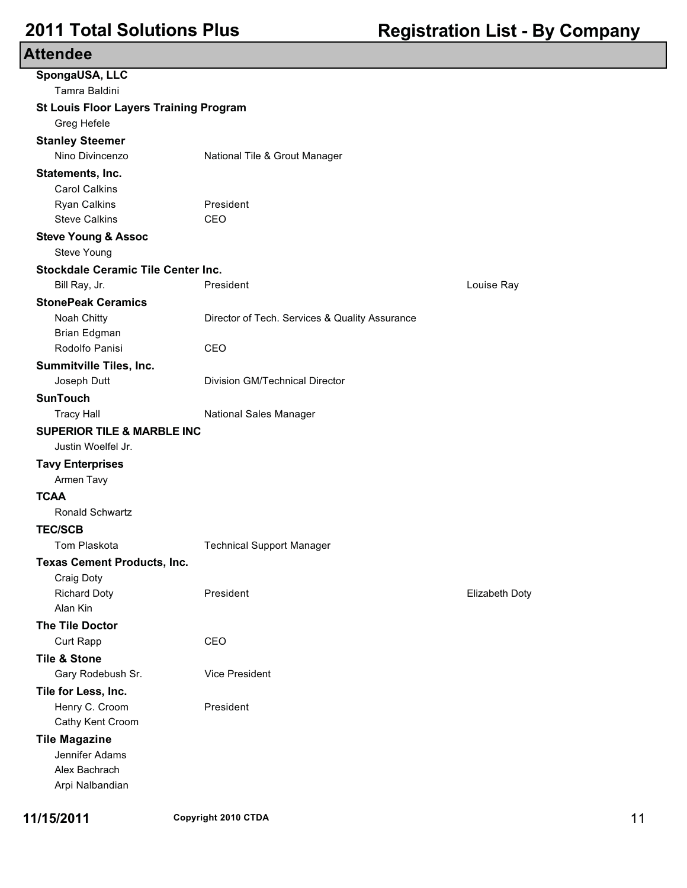## Attendee

**SpongaUSA, LLC**

| | | |
|---|---|---|
| Tamra Baldini | | |

**St Louis Floor Layers Training Program**

| | | |
|---|---|---|
| Greg Hefele | | |

**Stanley Steemer**

| | | |
|---|---|---|
| Nino Divincenzo | National Tile & Grout Manager | |

**Statements, Inc.**

| | | |
|---|---|---|
| Carol Calkins | | |
| Ryan Calkins | President | |
| Steve Calkins | CEO | |

**Steve Young & Assoc**

| | | |
|---|---|---|
| Steve Young | | |

**Stockdale Ceramic Tile Center Inc.**

| | | |
|---|---|---|
| Bill Ray, Jr. | President | Louise Ray |

**StonePeak Ceramics**

| | | |
|---|---|---|
| Noah Chitty | Director of Tech. Services & Quality Assurance | |
| Brian Edgman | | |
| Rodolfo Panisi | CEO | |

**Summitville Tiles, Inc.**

| | | |
|---|---|---|
| Joseph Dutt | Division GM/Technical Director | |

**SunTouch**

| | | |
|---|---|---|
| Tracy Hall | National Sales Manager | |

**SUPERIOR TILE & MARBLE INC**

| | | |
|---|---|---|
| Justin Woelfel Jr. | | |

**Tavy Enterprises**

| | | |
|---|---|---|
| Armen Tavy | | |

**TCAA**

| | | |
|---|---|---|
| Ronald Schwartz | | |

**TEC/SCB**

| | | |
|---|---|---|
| Tom Plaskota | Technical Support Manager | |

**Texas Cement Products, Inc.**

| | | |
|---|---|---|
| Craig Doty | | |
| Richard Doty | President | Elizabeth Doty |
| Alan Kin | | |

**The Tile Doctor**

| | | |
|---|---|---|
| Curt Rapp | CEO | |

**Tile & Stone**

| | | |
|---|---|---|
| Gary Rodebush Sr. | Vice President | |

**Tile for Less, Inc.**

| | | |
|---|---|---|
| Henry C. Croom | President | |
| Cathy Kent Croom | | |

**Tile Magazine**

| | | |
|---|---|---|
| Jennifer Adams | | |
| Alex Bachrach | | |
| Arpi Nalbandian | | |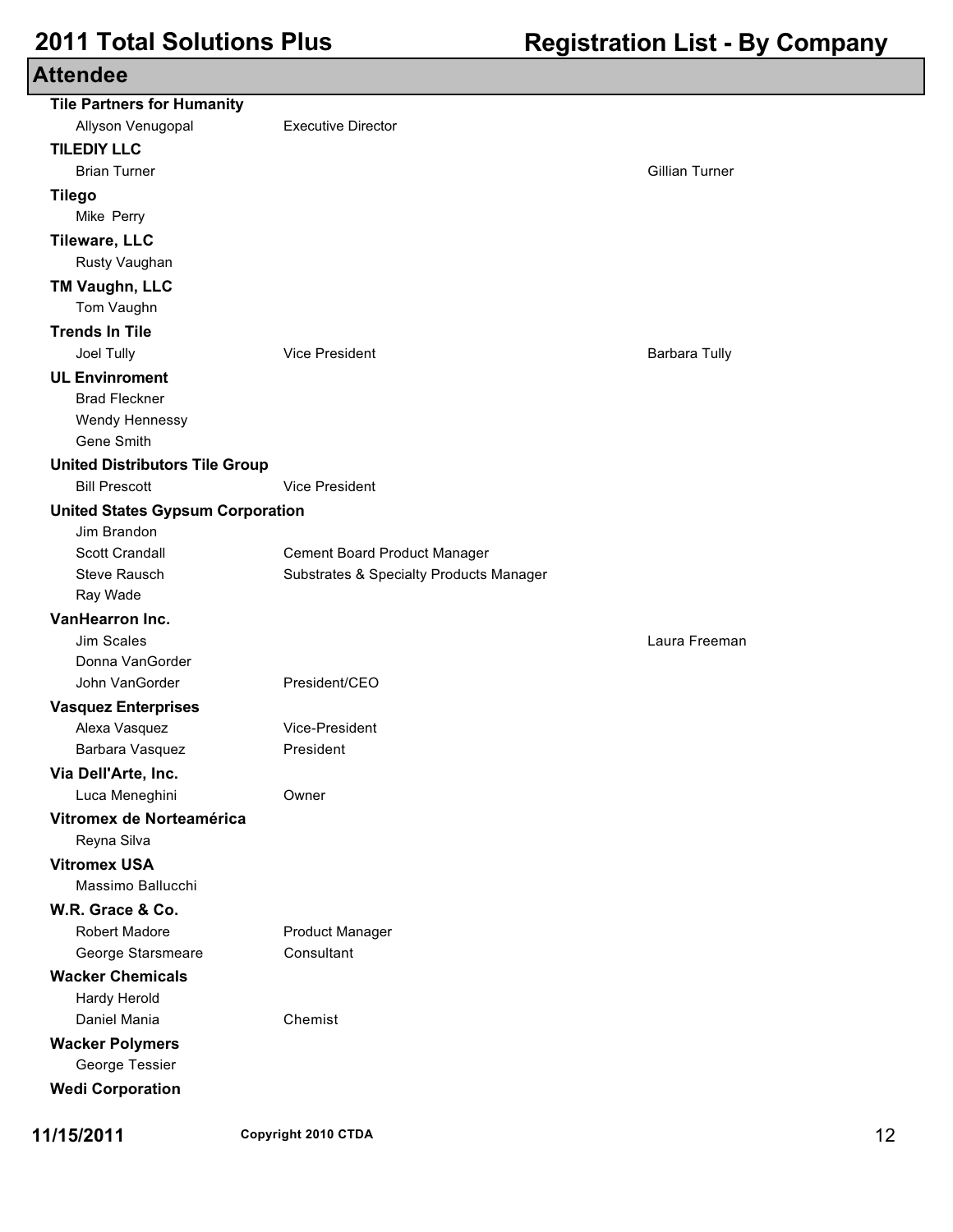## Attendee

| Company / Attendee | Title | Guest |
|---|---|---|
| **Tile Partners for Humanity** | | |
| Allyson Venugopal | Executive Director | |
| **TILEDIY LLC** | | |
| Brian Turner | | Gillian Turner |
| **Tilego** | | |
| Mike Perry | | |
| **Tileware, LLC** | | |
| Rusty Vaughan | | |
| **TM Vaughn, LLC** | | |
| Tom Vaughn | | |
| **Trends In Tile** | | |
| Joel Tully | Vice President | Barbara Tully |
| **UL Envinroment** | | |
| Brad Fleckner | | |
| Wendy Hennessy | | |
| Gene Smith | | |
| **United Distributors Tile Group** | | |
| Bill Prescott | Vice President | |
| **United States Gypsum Corporation** | | |
| Jim Brandon | | |
| Scott Crandall | Cement Board Product Manager | |
| Steve Rausch | Substrates & Specialty Products Manager | |
| Ray Wade | | |
| **VanHearron Inc.** | | |
| Jim Scales | | Laura Freeman |
| Donna VanGorder | | |
| John VanGorder | President/CEO | |
| **Vasquez Enterprises** | | |
| Alexa Vasquez | Vice-President | |
| Barbara Vasquez | President | |
| **Via Dell'Arte, Inc.** | | |
| Luca Meneghini | Owner | |
| **Vitromex de Norteamérica** | | |
| Reyna Silva | | |
| **Vitromex USA** | | |
| Massimo Ballucchi | | |
| **W.R. Grace & Co.** | | |
| Robert Madore | Product Manager | |
| George Starsmeare | Consultant | |
| **Wacker Chemicals** | | |
| Hardy Herold | | |
| Daniel Mania | Chemist | |
| **Wacker Polymers** | | |
| George Tessier | | |
| **Wedi Corporation** | | |

Copyright 2010 CTDA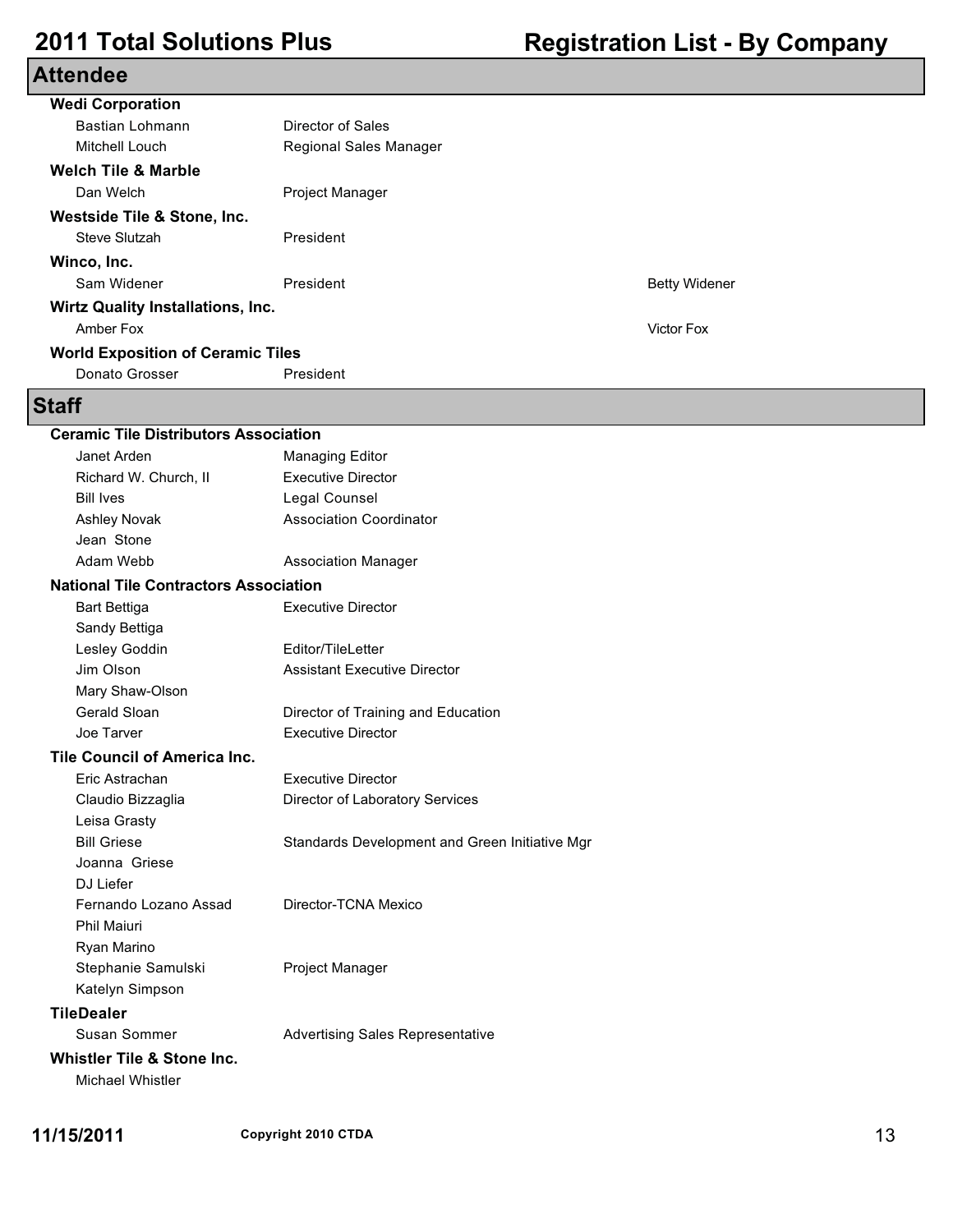## Attendee

### Wedi Corporation

| Name | Title | Guest |
|---|---|---|
| Bastian Lohmann | Director of Sales | |
| Mitchell Louch | Regional Sales Manager | |

### Welch Tile & Marble

| Name | Title | Guest |
|---|---|---|
| Dan Welch | Project Manager | |

### Westside Tile & Stone, Inc.

| Name | Title | Guest |
|---|---|---|
| Steve Slutzah | President | |

### Winco, Inc.

| Name | Title | Guest |
|---|---|---|
| Sam Widener | President | Betty Widener |

### Wirtz Quality Installations, Inc.

| Name | Title | Guest |
|---|---|---|
| Amber Fox | | Victor Fox |

### World Exposition of Ceramic Tiles

| Name | Title | Guest |
|---|---|---|
| Donato Grosser | President | |

## Staff

### Ceramic Tile Distributors Association

| Name | Title |
|---|---|
| Janet Arden | Managing Editor |
| Richard W. Church, II | Executive Director |
| Bill Ives | Legal Counsel |
| Ashley Novak | Association Coordinator |
| Jean Stone | |
| Adam Webb | Association Manager |

### National Tile Contractors Association

| Name | Title |
|---|---|
| Bart Bettiga | Executive Director |
| Sandy Bettiga | |
| Lesley Goddin | Editor/TileLetter |
| Jim Olson | Assistant Executive Director |
| Mary Shaw-Olson | |
| Gerald Sloan | Director of Training and Education |
| Joe Tarver | Executive Director |

### Tile Council of America Inc.

| Name | Title |
|---|---|
| Eric Astrachan | Executive Director |
| Claudio Bizzaglia | Director of Laboratory Services |
| Leisa Grasty | |
| Bill Griese | Standards Development and Green Initiative Mgr |
| Joanna Griese | |
| DJ Liefer | |
| Fernando Lozano Assad | Director-TCNA Mexico |
| Phil Maiuri | |
| Ryan Marino | |
| Stephanie Samulski | Project Manager |
| Katelyn Simpson | |

### TileDealer

| Name | Title |
|---|---|
| Susan Sommer | Advertising Sales Representative |

### Whistler Tile & Stone Inc.

| Name | Title |
|---|---|
| Michael Whistler | |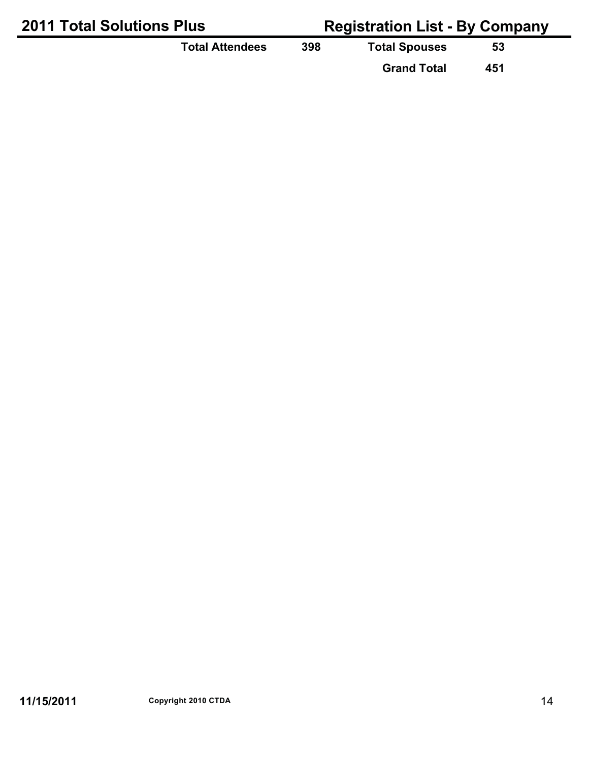| | | | |
|---|---|---|---|
| Total Attendees | 398 | Total Spouses | 53 |
| | | Grand Total | 451 |